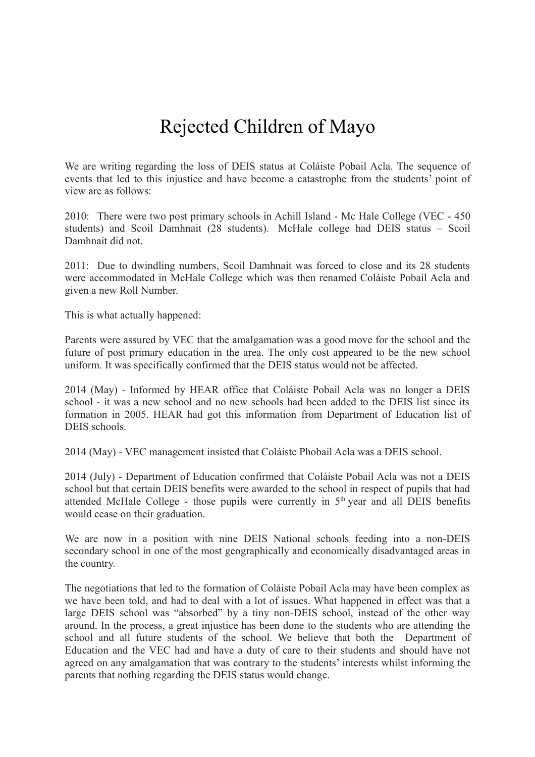# Rejected Children of Mayo

We are writing regarding the loss of DEIS status at Coláiste Pobail Acla. The sequence of events that led to this injustice and have become a catastrophe from the students' point of view are as follows:

2010: There were two post primary schools in Achill Island - Mc Hale College (VEC - 450 students) and Scoil Damhnait (28 students). McHale college had DEIS status – Scoil Damhnait did not.

2011: Due to dwindling numbers, Scoil Damhnait was forced to close and its 28 students were accommodated in McHale College which was then renamed Coláiste Pobail Acla and given a new Roll Number.

This is what actually happened:

Parents were assured by VEC that the amalgamation was a good move for the school and the future of post primary education in the area. The only cost appeared to be the new school uniform. It was specifically confirmed that the DEIS status would not be affected.

2014 (May) - Informed by HEAR office that Coláiste Pobail Acla was no longer a DEIS school - it was a new school and no new schools had been added to the DEIS list since its formation in 2005. HEAR had got this information from Department of Education list of DEIS schools.

2014 (May) - VEC management insisted that Coláiste Phobail Acla was a DEIS school.

2014 (July) - Department of Education confirmed that Coláiste Pobail Acla was not a DEIS school but that certain DEIS benefits were awarded to the school in respect of pupils that had attended McHale College - those pupils were currently in 5th year and all DEIS benefits would cease on their graduation.

We are now in a position with nine DEIS National schools feeding into a non-DEIS secondary school in one of the most geographically and economically disadvantaged areas in the country.

The negotiations that led to the formation of Coláiste Pobail Acla may have been complex as we have been told, and had to deal with a lot of issues. What happened in effect was that a large DEIS school was "absorbed" by a tiny non-DEIS school, instead of the other way around. In the process, a great injustice has been done to the students who are attending the school and all future students of the school. We believe that both the Department of Education and the VEC had and have a duty of care to their students and should have not agreed on any amalgamation that was contrary to the students' interests whilst informing the parents that nothing regarding the DEIS status would change.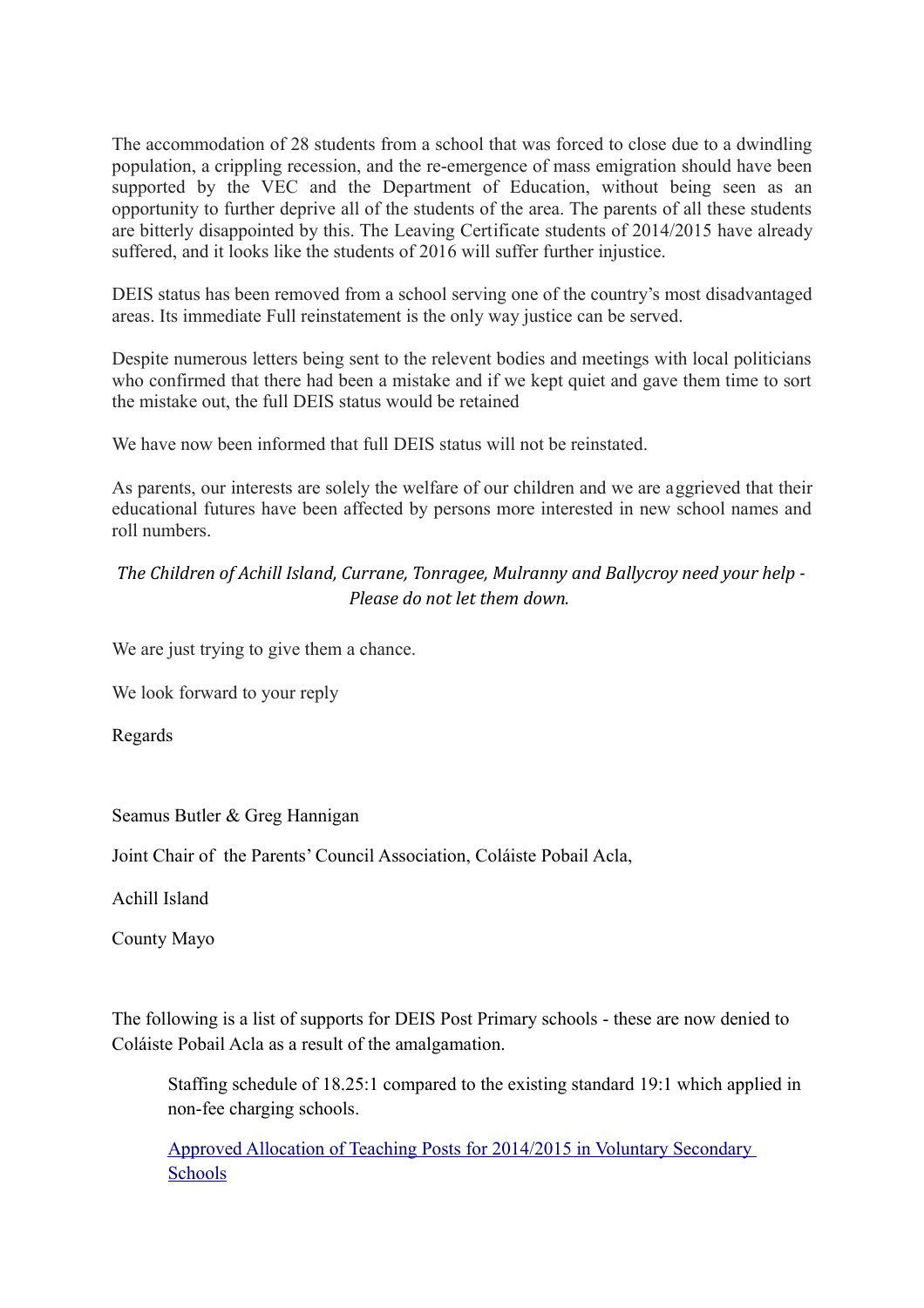The accommodation of 28 students from a school that was forced to close due to a dwindling population, a crippling recession, and the re-emergence of mass emigration should have been supported by the VEC and the Department of Education, without being seen as an opportunity to further deprive all of the students of the area. The parents of all these students are bitterly disappointed by this. The Leaving Certificate students of 2014/2015 have already suffered, and it looks like the students of 2016 will suffer further injustice.

DEIS status has been removed from a school serving one of the country's most disadvantaged areas. Its immediate Full reinstatement is the only way justice can be served.

Despite numerous letters being sent to the relevent bodies and meetings with local politicians who confirmed that there had been a mistake and if we kept quiet and gave them time to sort the mistake out, the full DEIS status would be retained

We have now been informed that full DEIS status will not be reinstated.

As parents, our interests are solely the welfare of our children and we are aggrieved that their educational futures have been affected by persons more interested in new school names and roll numbers.

*The Children of Achill Island, Currane, Tonragee, Mulranny and Ballycroy need your help - Please do not let them down.*

We are just trying to give them a chance.

We look forward to your reply

Regards

Seamus Butler & Greg Hannigan

Joint Chair of the Parents' Council Association, Coláiste Pobail Acla,

Achill Island

County Mayo

The following is a list of supports for DEIS Post Primary schools - these are now denied to Coláiste Pobail Acla as a result of the amalgamation.

> Staffing schedule of 18.25:1 compared to the existing standard 19:1 which applied in non-fee charging schools.
>
> Approved Allocation of Teaching Posts for 2014/2015 in Voluntary Secondary Schools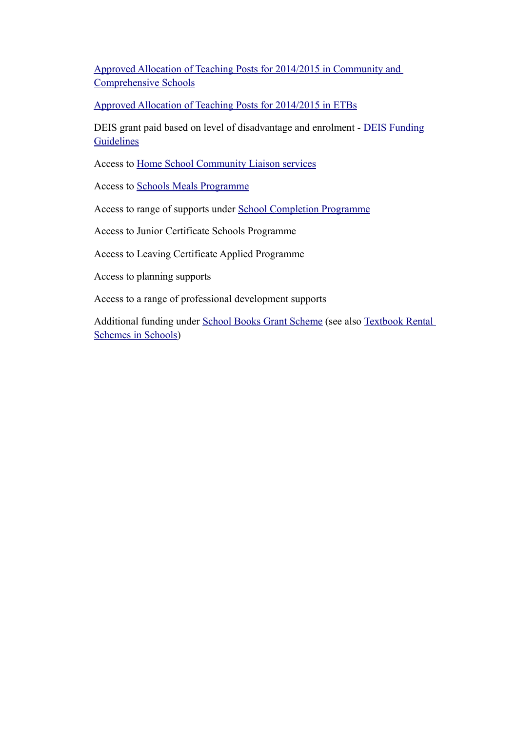Approved Allocation of Teaching Posts for 2014/2015 in Community and Comprehensive Schools

Approved Allocation of Teaching Posts for 2014/2015 in ETBs

DEIS grant paid based on level of disadvantage and enrolment - DEIS Funding Guidelines

Access to Home School Community Liaison services

Access to Schools Meals Programme

Access to range of supports under School Completion Programme

Access to Junior Certificate Schools Programme

Access to Leaving Certificate Applied Programme

Access to planning supports

Access to a range of professional development supports

Additional funding under School Books Grant Scheme (see also Textbook Rental Schemes in Schools)